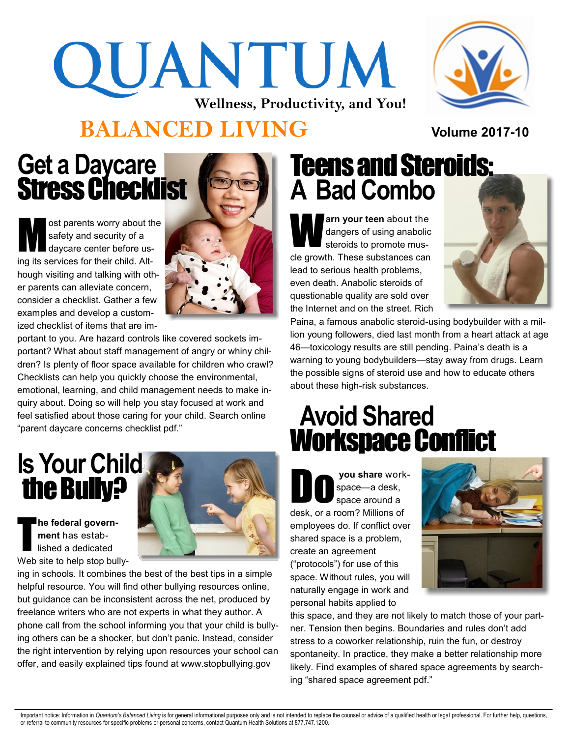# QUANTUM

Wellness, Productivity, and You!

## BALANCED LIVING

Volume 2017-10

## Get a Daycare Stress Checklist

Most parents worry about the safety and security of a daycare center before using its services for their child. Although visiting and talking with other parents can alleviate concern, consider a checklist. Gather a few examples and develop a customized checklist of items that are important to you. Are hazard controls like covered sockets important? What about staff management of angry or whiny children? Is plenty of floor space available for children who crawl? Checklists can help you quickly choose the environmental, emotional, learning, and child management needs to make inquiry about. Doing so will help you stay focused at work and feel satisfied about those caring for your child. Search online "parent daycare concerns checklist pdf."

## Is Your Child the Bully?

**The federal government** has established a dedicated Web site to help stop bullying in schools. It combines the best of the best tips in a simple helpful resource. You will find other bullying resources online, but guidance can be inconsistent across the net, produced by freelance writers who are not experts in what they author. A phone call from the school informing you that your child is bullying others can be a shocker, but don't panic. Instead, consider the right intervention by relying upon resources your school can offer, and easily explained tips found at www.stopbullying.gov

## Teens and Steroids: A Bad Combo

**Warn your teen** about the dangers of using anabolic steroids to promote muscle growth. These substances can lead to serious health problems, even death. Anabolic steroids of questionable quality are sold over the Internet and on the street. Rich Paina, a famous anabolic steroid-using bodybuilder with a million young followers, died last month from a heart attack at age 46—toxicology results are still pending. Paina's death is a warning to young bodybuilders—stay away from drugs. Learn the possible signs of steroid use and how to educate others about these high-risk substances.

## Avoid Shared Workspace Conflict

**Do you share** workspace—a desk, space around a desk, or a room? Millions of employees do. If conflict over shared space is a problem, create an agreement ("protocols") for use of this space. Without rules, you will naturally engage in work and personal habits applied to this space, and they are not likely to match those of your partner. Tension then begins. Boundaries and rules don't add stress to a coworker relationship, ruin the fun, or destroy spontaneity. In practice, they make a better relationship more likely. Find examples of shared space agreements by searching "shared space agreement pdf."

Important notice: Information in *Quantum's Balanced Living* is for general informational purposes only and is not intended to replace the counsel or advice of a qualified health or legal professional. For further help, questions, or referral to community resources for specific problems or personal concerns, contact Quantum Health Solutions at 877.747.1200.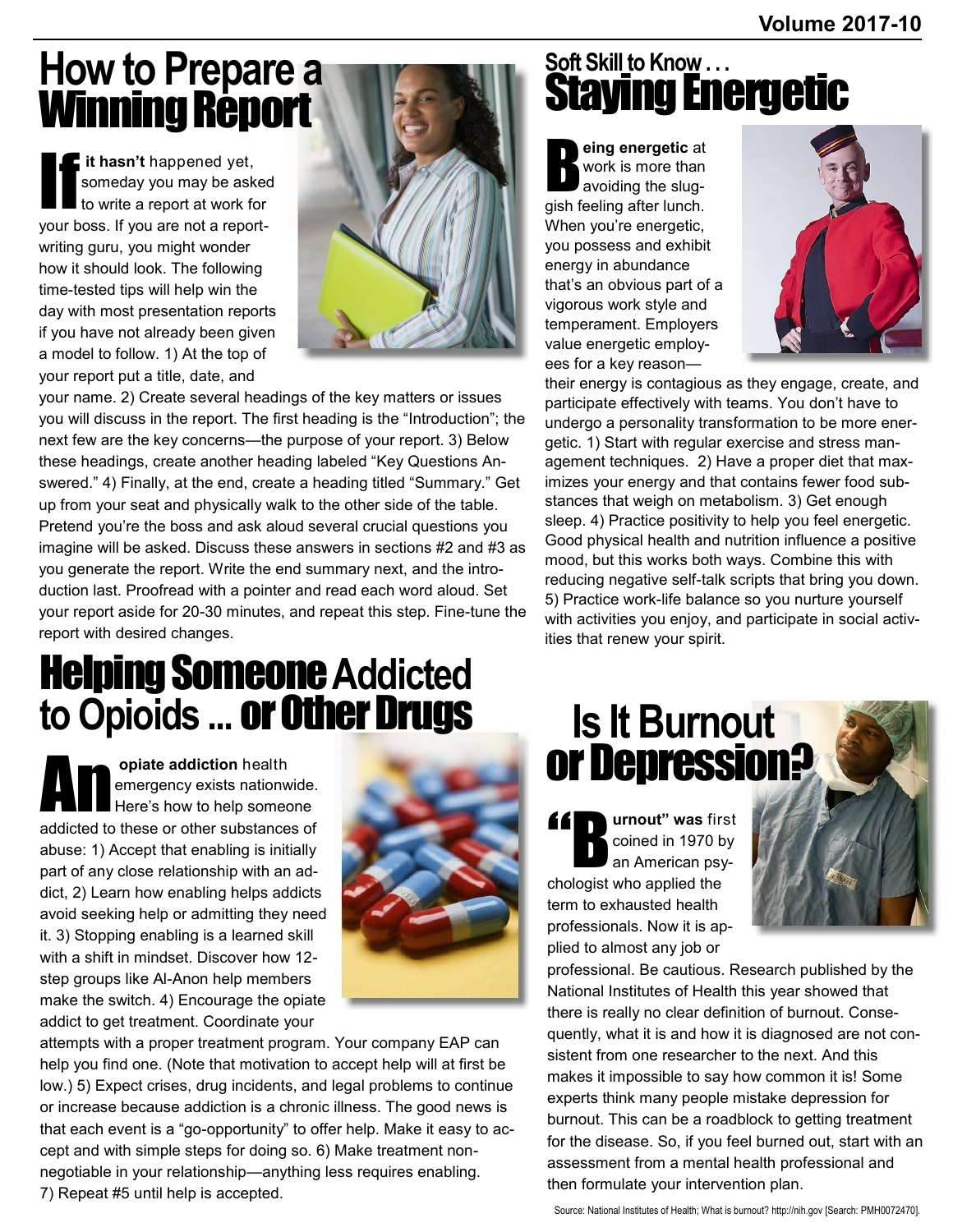# How to Prepare a Winning Report

**If it hasn't** happened yet, someday you may be asked to write a report at work for your boss. If you are not a report-writing guru, you might wonder how it should look. The following time-tested tips will help win the day with most presentation reports if you have not already been given a model to follow. 1) At the top of your report put a title, date, and your name. 2) Create several headings of the key matters or issues you will discuss in the report. The first heading is the "Introduction"; the next few are the key concerns—the purpose of your report. 3) Below these headings, create another heading labeled "Key Questions Answered." 4) Finally, at the end, create a heading titled "Summary." Get up from your seat and physically walk to the other side of the table. Pretend you're the boss and ask aloud several crucial questions you imagine will be asked. Discuss these answers in sections #2 and #3 as you generate the report. Write the end summary next, and the introduction last. Proofread with a pointer and read each word aloud. Set your report aside for 20-30 minutes, and repeat this step. Fine-tune the report with desired changes.

# Helping Someone Addicted to Opioids ... or Other Drugs

**An opiate addiction** health emergency exists nationwide. Here's how to help someone addicted to these or other substances of abuse: 1) Accept that enabling is initially part of any close relationship with an addict, 2) Learn how enabling helps addicts avoid seeking help or admitting they need it. 3) Stopping enabling is a learned skill with a shift in mindset. Discover how 12-step groups like Al-Anon help members make the switch. 4) Encourage the opiate addict to get treatment. Coordinate your attempts with a proper treatment program. Your company EAP can help you find one. (Note that motivation to accept help will at first be low.) 5) Expect crises, drug incidents, and legal problems to continue or increase because addiction is a chronic illness. The good news is that each event is a "go-opportunity" to offer help. Make it easy to accept and with simple steps for doing so. 6) Make treatment non-negotiable in your relationship—anything less requires enabling. 7) Repeat #5 until help is accepted.

## Soft Skill to Know . . .
# Staying Energetic

**Being energetic** at work is more than avoiding the sluggish feeling after lunch. When you're energetic, you possess and exhibit energy in abundance that's an obvious part of a vigorous work style and temperament. Employers value energetic employees for a key reason—their energy is contagious as they engage, create, and participate effectively with teams. You don't have to undergo a personality transformation to be more energetic. 1) Start with regular exercise and stress management techniques. 2) Have a proper diet that maximizes your energy and that contains fewer food substances that weigh on metabolism. 3) Get enough sleep. 4) Practice positivity to help you feel energetic. Good physical health and nutrition influence a positive mood, but this works both ways. Combine this with reducing negative self-talk scripts that bring you down. 5) Practice work-life balance so you nurture yourself with activities you enjoy, and participate in social activities that renew your spirit.

# Is It Burnout or Depression?

**"Burnout" was** first coined in 1970 by an American psychologist who applied the term to exhausted health professionals. Now it is applied to almost any job or professional. Be cautious. Research published by the National Institutes of Health this year showed that there is really no clear definition of burnout. Consequently, what it is and how it is diagnosed are not consistent from one researcher to the next. And this makes it impossible to say how common it is! Some experts think many people mistake depression for burnout. This can be a roadblock to getting treatment for the disease. So, if you feel burned out, start with an assessment from a mental health professional and then formulate your intervention plan.

Source: National Institutes of Health; What is burnout? http://nih.gov [Search: PMH0072470].